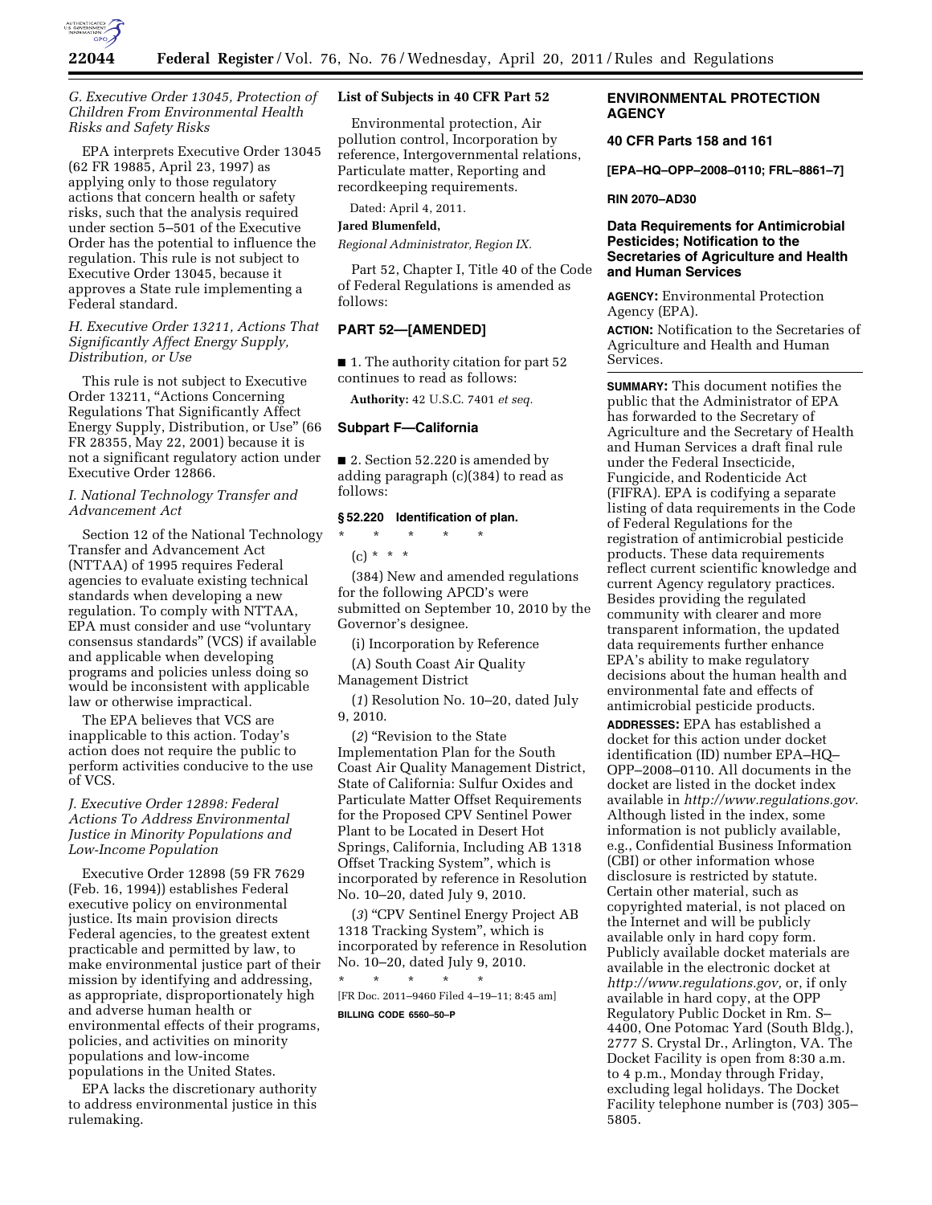### *G. Executive Order 13045, Protection of Children From Environmental Health Risks and Safety Risks*

EPA interprets Executive Order 13045 (62 FR 19885, April 23, 1997) as applying only to those regulatory actions that concern health or safety risks, such that the analysis required under section 5–501 of the Executive Order has the potential to influence the regulation. This rule is not subject to Executive Order 13045, because it approves a State rule implementing a Federal standard.

### *H. Executive Order 13211, Actions That Significantly Affect Energy Supply, Distribution, or Use*

This rule is not subject to Executive Order 13211, "Actions Concerning Regulations That Significantly Affect Energy Supply, Distribution, or Use" (66 FR 28355, May 22, 2001) because it is not a significant regulatory action under Executive Order 12866.

### *I. National Technology Transfer and Advancement Act*

Section 12 of the National Technology Transfer and Advancement Act (NTTAA) of 1995 requires Federal agencies to evaluate existing technical standards when developing a new regulation. To comply with NTTAA, EPA must consider and use "voluntary consensus standards" (VCS) if available and applicable when developing programs and policies unless doing so would be inconsistent with applicable law or otherwise impractical.

The EPA believes that VCS are inapplicable to this action. Today's action does not require the public to perform activities conducive to the use of VCS.

### *J. Executive Order 12898: Federal Actions To Address Environmental Justice in Minority Populations and Low-Income Population*

Executive Order 12898 (59 FR 7629 (Feb. 16, 1994)) establishes Federal executive policy on environmental justice. Its main provision directs Federal agencies, to the greatest extent practicable and permitted by law, to make environmental justice part of their mission by identifying and addressing, as appropriate, disproportionately high and adverse human health or environmental effects of their programs, policies, and activities on minority populations and low-income populations in the United States.

EPA lacks the discretionary authority to address environmental justice in this rulemaking.

**List of Subjects in 40 CFR Part 52**

Environmental protection, Air pollution control, Incorporation by reference, Intergovernmental relations, Particulate matter, Reporting and recordkeeping requirements.

Dated: April 4, 2011.

**Jared Blumenfeld,**

*Regional Administrator, Region IX.*

Part 52, Chapter I, Title 40 of the Code of Federal Regulations is amended as follows:

## PART 52—[AMENDED]

■ 1. The authority citation for part 52 continues to read as follows:

**Authority:** 42 U.S.C. 7401 *et seq.*

### Subpart F—California

■ 2. Section 52.220 is amended by adding paragraph (c)(384) to read as follows:

**§ 52.220 Identification of plan.**

\* \* \* \* \*

(c) \* \* \*

(384) New and amended regulations for the following APCD's were submitted on September 10, 2010 by the Governor's designee.

(i) Incorporation by Reference

(A) South Coast Air Quality Management District

(*1*) Resolution No. 10–20, dated July 9, 2010.

(*2*) "Revision to the State Implementation Plan for the South Coast Air Quality Management District, State of California: Sulfur Oxides and Particulate Matter Offset Requirements for the Proposed CPV Sentinel Power Plant to be Located in Desert Hot Springs, California, Including AB 1318 Offset Tracking System", which is incorporated by reference in Resolution No. 10–20, dated July 9, 2010.

(*3*) "CPV Sentinel Energy Project AB 1318 Tracking System", which is incorporated by reference in Resolution No. 10–20, dated July 9, 2010.

\* \* \* \* \*

[FR Doc. 2011–9460 Filed 4–19–11; 8:45 am]

**BILLING CODE 6560–50–P**

## ENVIRONMENTAL PROTECTION AGENCY

**40 CFR Parts 158 and 161**

**[EPA–HQ–OPP–2008–0110; FRL–8861–7]**

**RIN 2070–AD30**

## Data Requirements for Antimicrobial Pesticides; Notification to the Secretaries of Agriculture and Health and Human Services

**AGENCY:** Environmental Protection Agency (EPA).

**ACTION:** Notification to the Secretaries of Agriculture and Health and Human Services.

**SUMMARY:** This document notifies the public that the Administrator of EPA has forwarded to the Secretary of Agriculture and the Secretary of Health and Human Services a draft final rule under the Federal Insecticide, Fungicide, and Rodenticide Act (FIFRA). EPA is codifying a separate listing of data requirements in the Code of Federal Regulations for the registration of antimicrobial pesticide products. These data requirements reflect current scientific knowledge and current Agency regulatory practices. Besides providing the regulated community with clearer and more transparent information, the updated data requirements further enhance EPA's ability to make regulatory decisions about the human health and environmental fate and effects of antimicrobial pesticide products.

**ADDRESSES:** EPA has established a docket for this action under docket identification (ID) number EPA–HQ–OPP–2008–0110. All documents in the docket are listed in the docket index available in *http://www.regulations.gov.* Although listed in the index, some information is not publicly available, e.g., Confidential Business Information (CBI) or other information whose disclosure is restricted by statute. Certain other material, such as copyrighted material, is not placed on the Internet and will be publicly available only in hard copy form. Publicly available docket materials are available in the electronic docket at *http://www.regulations.gov,* or, if only available in hard copy, at the OPP Regulatory Public Docket in Rm. S–4400, One Potomac Yard (South Bldg.), 2777 S. Crystal Dr., Arlington, VA. The Docket Facility is open from 8:30 a.m. to 4 p.m., Monday through Friday, excluding legal holidays. The Docket Facility telephone number is (703) 305–5805.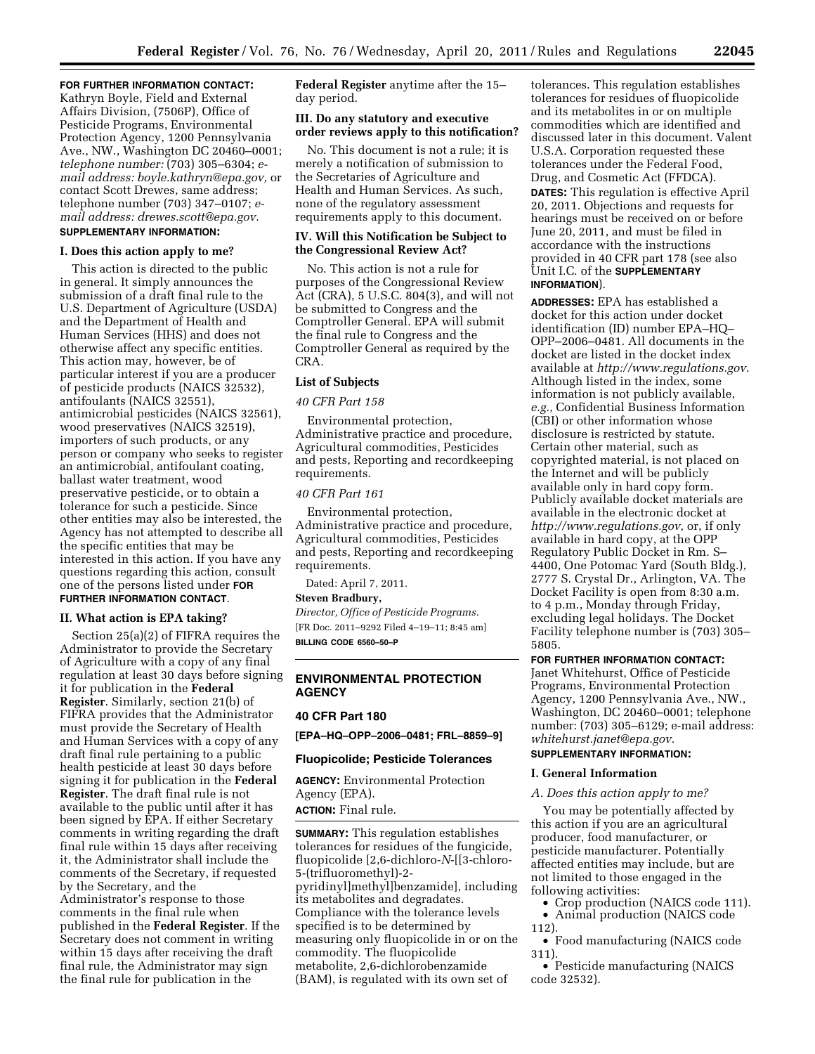**FOR FURTHER INFORMATION CONTACT:** Kathryn Boyle, Field and External Affairs Division, (7506P), Office of Pesticide Programs, Environmental Protection Agency, 1200 Pennsylvania Ave., NW., Washington DC 20460–0001; *telephone number:* (703) 305–6304; *e-mail address: boyle.kathryn@epa.gov,* or contact Scott Drewes, same address; telephone number (703) 347–0107; *e-mail address: drewes.scott@epa.gov.*

**SUPPLEMENTARY INFORMATION:**

### I. Does this action apply to me?

This action is directed to the public in general. It simply announces the submission of a draft final rule to the U.S. Department of Agriculture (USDA) and the Department of Health and Human Services (HHS) and does not otherwise affect any specific entities. This action may, however, be of particular interest if you are a producer of pesticide products (NAICS 32532), antifoulants (NAICS 32551), antimicrobial pesticides (NAICS 32561), wood preservatives (NAICS 32519), importers of such products, or any person or company who seeks to register an antimicrobial, antifoulant coating, ballast water treatment, wood preservative pesticide, or to obtain a tolerance for such a pesticide. Since other entities may also be interested, the Agency has not attempted to describe all the specific entities that may be interested in this action. If you have any questions regarding this action, consult one of the persons listed under **FOR FURTHER INFORMATION CONTACT**.

### II. What action is EPA taking?

Section 25(a)(2) of FIFRA requires the Administrator to provide the Secretary of Agriculture with a copy of any final regulation at least 30 days before signing it for publication in the **Federal Register**. Similarly, section 21(b) of FIFRA provides that the Administrator must provide the Secretary of Health and Human Services with a copy of any draft final rule pertaining to a public health pesticide at least 30 days before signing it for publication in the **Federal Register**. The draft final rule is not available to the public until after it has been signed by EPA. If either Secretary comments in writing regarding the draft final rule within 15 days after receiving it, the Administrator shall include the comments of the Secretary, if requested by the Secretary, and the Administrator's response to those comments in the final rule when published in the **Federal Register**. If the Secretary does not comment in writing within 15 days after receiving the draft final rule, the Administrator may sign the final rule for publication in the **Federal Register** anytime after the 15–day period.

### III. Do any statutory and executive order reviews apply to this notification?

No. This document is not a rule; it is merely a notification of submission to the Secretaries of Agriculture and Health and Human Services. As such, none of the regulatory assessment requirements apply to this document.

### IV. Will this Notification be Subject to the Congressional Review Act?

No. This action is not a rule for purposes of the Congressional Review Act (CRA), 5 U.S.C. 804(3), and will not be submitted to Congress and the Comptroller General. EPA will submit the final rule to Congress and the Comptroller General as required by the CRA.

### List of Subjects

*40 CFR Part 158*

Environmental protection, Administrative practice and procedure, Agricultural commodities, Pesticides and pests, Reporting and recordkeeping requirements.

*40 CFR Part 161*

Environmental protection, Administrative practice and procedure, Agricultural commodities, Pesticides and pests, Reporting and recordkeeping requirements.

Dated: April 7, 2011.

**Steven Bradbury,**

*Director, Office of Pesticide Programs.*

[FR Doc. 2011–9292 Filed 4–19–11; 8:45 am]

**BILLING CODE 6560–50–P**

---

## ENVIRONMENTAL PROTECTION AGENCY

### 40 CFR Part 180

**[EPA–HQ–OPP–2006–0481; FRL–8859–9]**

### Fluopicolide; Pesticide Tolerances

**AGENCY:** Environmental Protection Agency (EPA).

**ACTION:** Final rule.

**SUMMARY:** This regulation establishes tolerances for residues of the fungicide, fluopicolide [2,6-dichloro-*N*-[[3-chloro-5-(trifluoromethyl)-2-pyridinyl]methyl]benzamide], including its metabolites and degradates. Compliance with the tolerance levels specified is to be determined by measuring only fluopicolide in or on the commodity. The fluopicolide metabolite, 2,6-dichlorobenzamide (BAM), is regulated with its own set of tolerances. This regulation establishes tolerances for residues of fluopicolide and its metabolites in or on multiple commodities which are identified and discussed later in this document. Valent U.S.A. Corporation requested these tolerances under the Federal Food, Drug, and Cosmetic Act (FFDCA).

**DATES:** This regulation is effective April 20, 2011. Objections and requests for hearings must be received on or before June 20, 2011, and must be filed in accordance with the instructions provided in 40 CFR part 178 (see also Unit I.C. of the **SUPPLEMENTARY INFORMATION**).

**ADDRESSES:** EPA has established a docket for this action under docket identification (ID) number EPA–HQ–OPP–2006–0481. All documents in the docket are listed in the docket index available at *http://www.regulations.gov*. Although listed in the index, some information is not publicly available, *e.g.,* Confidential Business Information (CBI) or other information whose disclosure is restricted by statute. Certain other material, such as copyrighted material, is not placed on the Internet and will be publicly available only in hard copy form. Publicly available docket materials are available in the electronic docket at *http://www.regulations.gov,* or, if only available in hard copy, at the OPP Regulatory Public Docket in Rm. S–4400, One Potomac Yard (South Bldg.), 2777 S. Crystal Dr., Arlington, VA. The Docket Facility is open from 8:30 a.m. to 4 p.m., Monday through Friday, excluding legal holidays. The Docket Facility telephone number is (703) 305–5805.

**FOR FURTHER INFORMATION CONTACT:** Janet Whitehurst, Office of Pesticide Programs, Environmental Protection Agency, 1200 Pennsylvania Ave., NW., Washington, DC 20460–0001; telephone number: (703) 305–6129; e-mail address: *whitehurst.janet@epa.gov.*

**SUPPLEMENTARY INFORMATION:**

### I. General Information

*A. Does this action apply to me?*

You may be potentially affected by this action if you are an agricultural producer, food manufacturer, or pesticide manufacturer. Potentially affected entities may include, but are not limited to those engaged in the following activities:

- Crop production (NAICS code 111).
- Animal production (NAICS code 112).
- Food manufacturing (NAICS code 311).
- Pesticide manufacturing (NAICS code 32532).